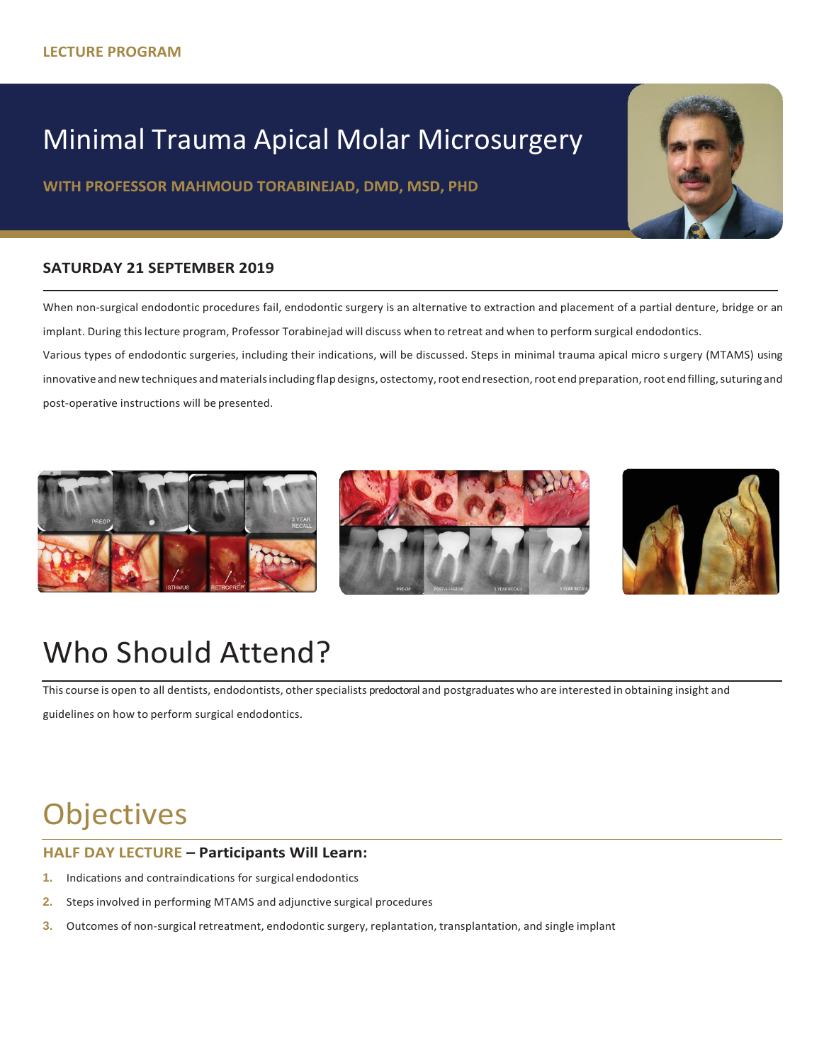LECTURE PROGRAM

# Minimal Trauma Apical Molar Microsurgery

**WITH PROFESSOR MAHMOUD TORABINEJAD, DMD, MSD, PHD**

**SATURDAY 21 SEPTEMBER 2019**

When non-surgical endodontic procedures fail, endodontic surgery is an alternative to extraction and placement of a partial denture, bridge or an implant. During this lecture program, Professor Torabinejad will discuss when to retreat and when to perform surgical endodontics.

Various types of endodontic surgeries, including their indications, will be discussed. Steps in minimal trauma apical micro s urgery (MTAMS) using innovative and new techniques and materials including flap designs, ostectomy, root end resection, root end preparation, root end filling, suturing and post-operative instructions will be presented.

# Who Should Attend?

This course is open to all dentists, endodontists, other specialists predoctoral and postgraduates who are interested in obtaining insight and guidelines on how to perform surgical endodontics.

# Objectives

### HALF DAY LECTURE – Participants Will Learn:

1. Indications and contraindications for surgical endodontics
2. Steps involved in performing MTAMS and adjunctive surgical procedures
3. Outcomes of non-surgical retreatment, endodontic surgery, replantation, transplantation, and single implant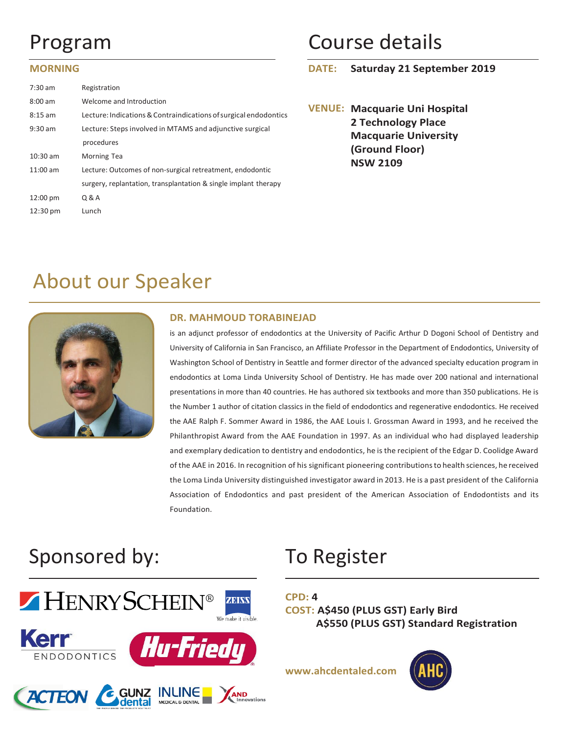# Program

## MORNING

| | |
|---|---|
| 7:30 am | Registration |
| 8:00 am | Welcome and Introduction |
| 8:15 am | Lecture: Indications & Contraindications of surgical endodontics |
| 9:30 am | Lecture: Steps involved in MTAMS and adjunctive surgical procedures |
| 10:30 am | Morning Tea |
| 11:00 am | Lecture: Outcomes of non-surgical retreatment, endodontic surgery, replantation, transplantation & single implant therapy |
| 12:00 pm | Q & A |
| 12:30 pm | Lunch |

# Course details

**DATE:** **Saturday 21 September 2019**

**VENUE:** **Macquarie Uni Hospital**
**2 Technology Place**
**Macquarie University**
**(Ground Floor)**
**NSW 2109**

# About our Speaker

### DR. MAHMOUD TORABINEJAD

is an adjunct professor of endodontics at the University of Pacific Arthur D Dogoni School of Dentistry and University of California in San Francisco, an Affiliate Professor in the Department of Endodontics, University of Washington School of Dentistry in Seattle and former director of the advanced specialty education program in endodontics at Loma Linda University School of Dentistry. He has made over 200 national and international presentations in more than 40 countries. He has authored six textbooks and more than 350 publications. He is the Number 1 author of citation classics in the field of endodontics and regenerative endodontics. He received the AAE Ralph F. Sommer Award in 1986, the AAE Louis I. Grossman Award in 1993, and he received the Philanthropist Award from the AAE Foundation in 1997. As an individual who had displayed leadership and exemplary dedication to dentistry and endodontics, he is the recipient of the Edgar D. Coolidge Award of the AAE in 2016. In recognition of his significant pioneering contributions to health sciences, he received the Loma Linda University distinguished investigator award in 2013. He is a past president of the California Association of Endodontics and past president of the American Association of Endodontists and its Foundation.

# Sponsored by:

HENRY SCHEIN® · ZEISS – We make it visible. · Kerr ENDODONTICS · Hu-Friedy · ACTEON · GUNZ dental · INLINE MEDICAL & DENTAL · AND Innovations

# To Register

**CPD: 4**
**COST: A$450 (PLUS GST) Early Bird**
**A$550 (PLUS GST) Standard Registration**

**www.ahcdentaled.com**

AHC